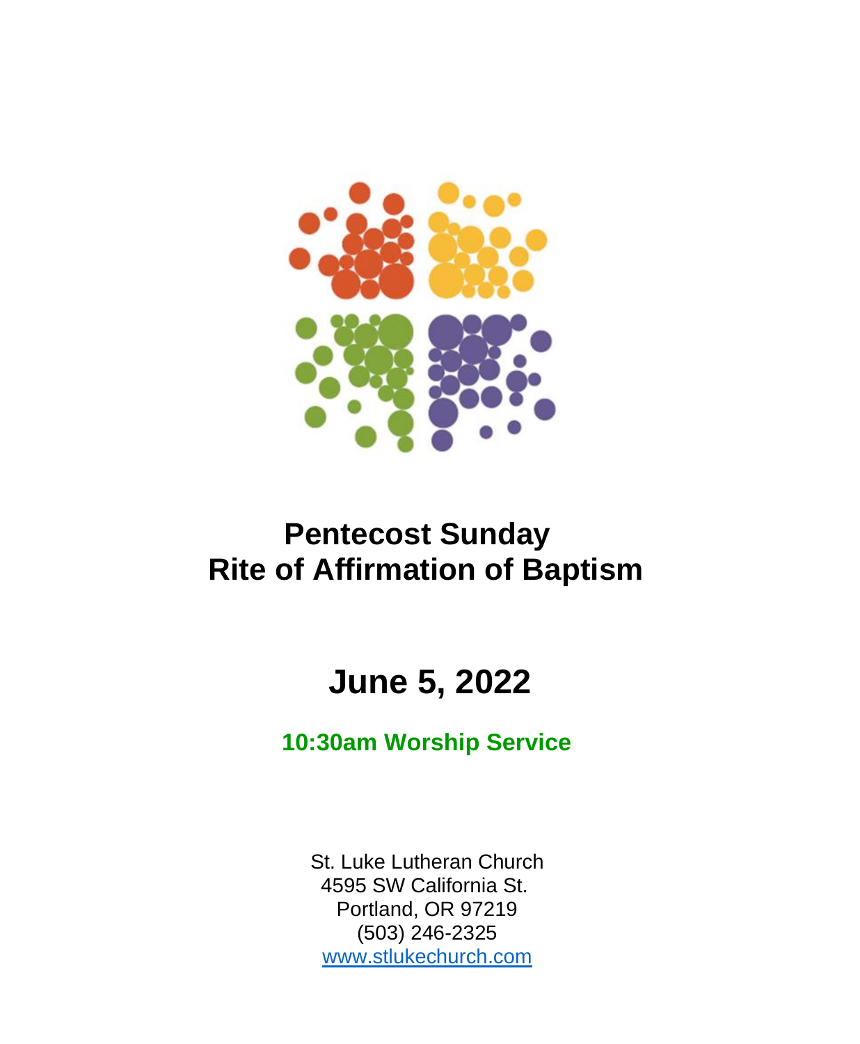# Pentecost Sunday
# Rite of Affirmation of Baptism

## June 5, 2022

**10:30am Worship Service**

St. Luke Lutheran Church
4595 SW California St.
Portland, OR 97219
(503) 246-2325
www.stlukechurch.com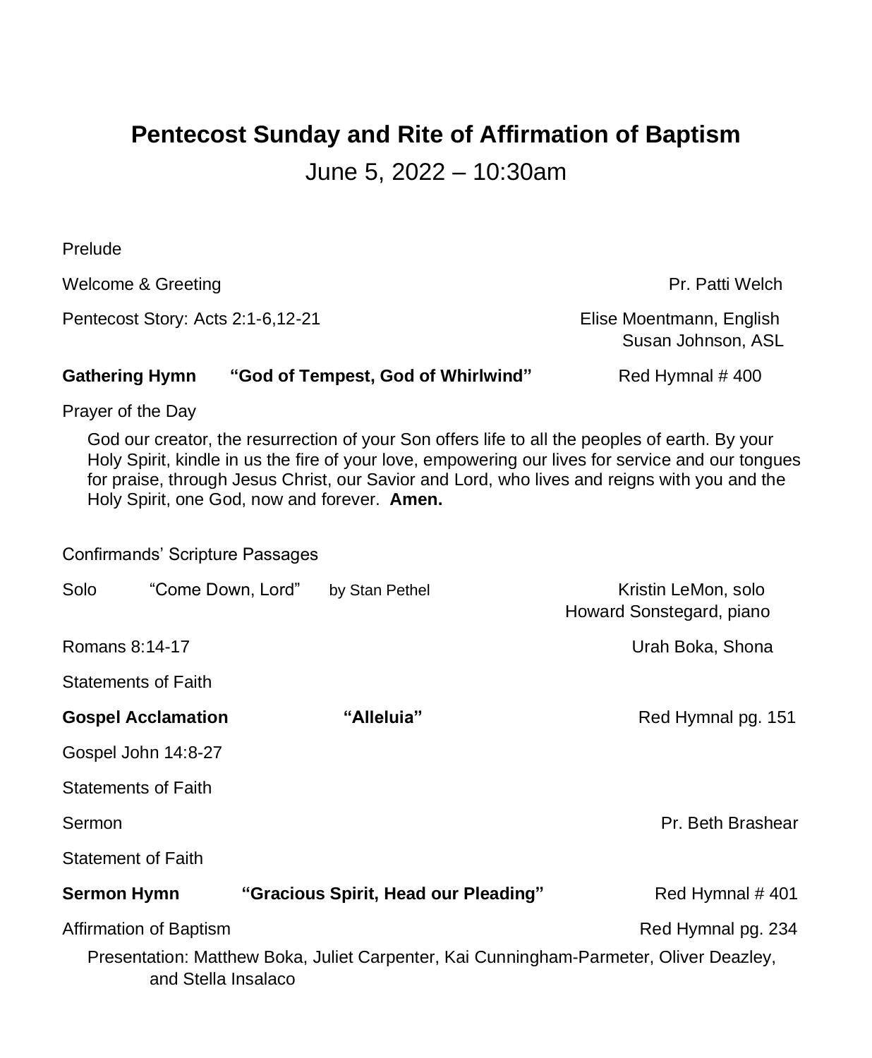# Pentecost Sunday and Rite of Affirmation of Baptism

June 5, 2022 – 10:30am

Prelude

Welcome & Greeting — Pr. Patti Welch

Pentecost Story: Acts 2:1-6,12-21 — Elise Moentmann, English; Susan Johnson, ASL

**Gathering Hymn** **"God of Tempest, God of Whirlwind"** — Red Hymnal # 400

Prayer of the Day

God our creator, the resurrection of your Son offers life to all the peoples of earth. By your Holy Spirit, kindle in us the fire of your love, empowering our lives for service and our tongues for praise, through Jesus Christ, our Savior and Lord, who lives and reigns with you and the Holy Spirit, one God, now and forever. **Amen.**

Confirmands' Scripture Passages

Solo "Come Down, Lord" by Stan Pethel — Kristin LeMon, solo; Howard Sonstegard, piano

Romans 8:14-17 — Urah Boka, Shona

Statements of Faith

**Gospel Acclamation** **"Alleluia"** — Red Hymnal pg. 151

Gospel John 14:8-27

Statements of Faith

Sermon — Pr. Beth Brashear

Statement of Faith

**Sermon Hymn** **"Gracious Spirit, Head our Pleading"** — Red Hymnal # 401

Affirmation of Baptism — Red Hymnal pg. 234

Presentation: Matthew Boka, Juliet Carpenter, Kai Cunningham-Parmeter, Oliver Deazley, and Stella Insalaco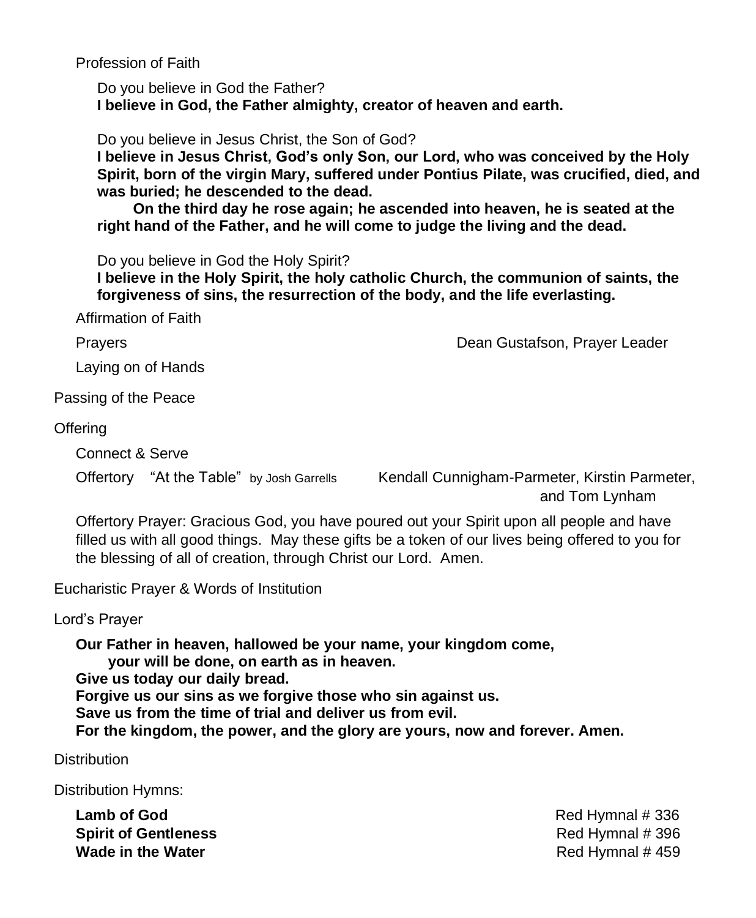Profession of Faith

Do you believe in God the Father?
**I believe in God, the Father almighty, creator of heaven and earth.**

Do you believe in Jesus Christ, the Son of God?
**I believe in Jesus Christ, God's only Son, our Lord, who was conceived by the Holy Spirit, born of the virgin Mary, suffered under Pontius Pilate, was crucified, died, and was buried; he descended to the dead.**

**On the third day he rose again; he ascended into heaven, he is seated at the right hand of the Father, and he will come to judge the living and the dead.**

Do you believe in God the Holy Spirit?
**I believe in the Holy Spirit, the holy catholic Church, the communion of saints, the forgiveness of sins, the resurrection of the body, and the life everlasting.**

Affirmation of Faith

Prayers — Dean Gustafson, Prayer Leader

Laying on of Hands

Passing of the Peace

Offering

Connect & Serve

Offertory "At the Table" by Josh Garrells — Kendall Cunnigham-Parmeter, Kirstin Parmeter, and Tom Lynham

Offertory Prayer: Gracious God, you have poured out your Spirit upon all people and have filled us with all good things. May these gifts be a token of our lives being offered to you for the blessing of all of creation, through Christ our Lord. Amen.

Eucharistic Prayer & Words of Institution

Lord's Prayer

**Our Father in heaven, hallowed be your name, your kingdom come,**
**your will be done, on earth as in heaven.**
**Give us today our daily bread.**
**Forgive us our sins as we forgive those who sin against us.**
**Save us from the time of trial and deliver us from evil.**
**For the kingdom, the power, and the glory are yours, now and forever. Amen.**

Distribution

Distribution Hymns:

**Lamb of God** — Red Hymnal # 336
**Spirit of Gentleness** — Red Hymnal # 396
**Wade in the Water** — Red Hymnal # 459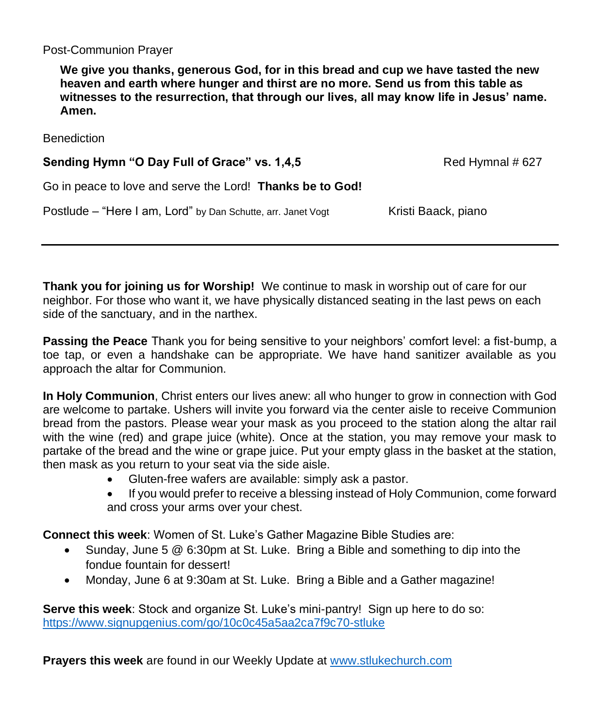Post-Communion Prayer

**We give you thanks, generous God, for in this bread and cup we have tasted the new heaven and earth where hunger and thirst are no more. Send us from this table as witnesses to the resurrection, that through our lives, all may know life in Jesus' name. Amen.**

Benediction

**Sending Hymn "O Day Full of Grace" vs. 1,4,5** Red Hymnal # 627

Go in peace to love and serve the Lord! **Thanks be to God!**

Postlude – "Here I am, Lord" by Dan Schutte, arr. Janet Vogt Kristi Baack, piano

---

**Thank you for joining us for Worship!** We continue to mask in worship out of care for our neighbor. For those who want it, we have physically distanced seating in the last pews on each side of the sanctuary, and in the narthex.

**Passing the Peace** Thank you for being sensitive to your neighbors' comfort level: a fist-bump, a toe tap, or even a handshake can be appropriate. We have hand sanitizer available as you approach the altar for Communion.

**In Holy Communion**, Christ enters our lives anew: all who hunger to grow in connection with God are welcome to partake. Ushers will invite you forward via the center aisle to receive Communion bread from the pastors. Please wear your mask as you proceed to the station along the altar rail with the wine (red) and grape juice (white). Once at the station, you may remove your mask to partake of the bread and the wine or grape juice. Put your empty glass in the basket at the station, then mask as you return to your seat via the side aisle.

- Gluten-free wafers are available: simply ask a pastor.
- If you would prefer to receive a blessing instead of Holy Communion, come forward and cross your arms over your chest.

**Connect this week**: Women of St. Luke's Gather Magazine Bible Studies are:

- Sunday, June 5 @ 6:30pm at St. Luke. Bring a Bible and something to dip into the fondue fountain for dessert!
- Monday, June 6 at 9:30am at St. Luke. Bring a Bible and a Gather magazine!

**Serve this week**: Stock and organize St. Luke's mini-pantry! Sign up here to do so: https://www.signupgenius.com/go/10c0c45a5aa2ca7f9c70-stluke

**Prayers this week** are found in our Weekly Update at www.stlukechurch.com